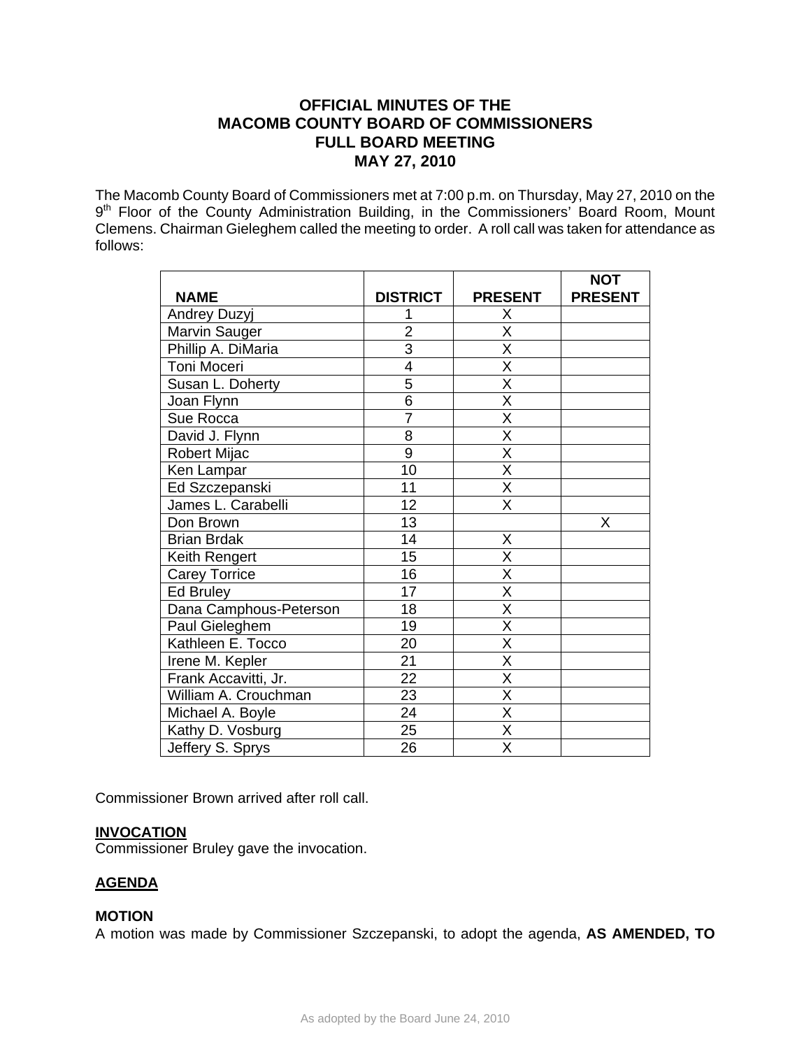**OFFICIAL MINUTES OF THE**
**MACOMB COUNTY BOARD OF COMMISSIONERS**
**FULL BOARD MEETING**
**MAY 27, 2010**

The Macomb County Board of Commissioners met at 7:00 p.m. on Thursday, May 27, 2010 on the 9th Floor of the County Administration Building, in the Commissioners' Board Room, Mount Clemens. Chairman Gieleghem called the meeting to order. A roll call was taken for attendance as follows:

| NAME | DISTRICT | PRESENT | NOT PRESENT |
|---|---|---|---|
| Andrey Duzyj | 1 | X | |
| Marvin Sauger | 2 | X | |
| Phillip A. DiMaria | 3 | X | |
| Toni Moceri | 4 | X | |
| Susan L. Doherty | 5 | X | |
| Joan Flynn | 6 | X | |
| Sue Rocca | 7 | X | |
| David J. Flynn | 8 | X | |
| Robert Mijac | 9 | X | |
| Ken Lampar | 10 | X | |
| Ed Szczepanski | 11 | X | |
| James L. Carabelli | 12 | X | |
| Don Brown | 13 | | X |
| Brian Brdak | 14 | X | |
| Keith Rengert | 15 | X | |
| Carey Torrice | 16 | X | |
| Ed Bruley | 17 | X | |
| Dana Camphous-Peterson | 18 | X | |
| Paul Gieleghem | 19 | X | |
| Kathleen E. Tocco | 20 | X | |
| Irene M. Kepler | 21 | X | |
| Frank Accavitti, Jr. | 22 | X | |
| William A. Crouchman | 23 | X | |
| Michael A. Boyle | 24 | X | |
| Kathy D. Vosburg | 25 | X | |
| Jeffery S. Sprys | 26 | X | |

Commissioner Brown arrived after roll call.

**INVOCATION**

Commissioner Bruley gave the invocation.

**AGENDA**

**MOTION**

A motion was made by Commissioner Szczepanski, to adopt the agenda, **AS AMENDED, TO**

As adopted by the Board June 24, 2010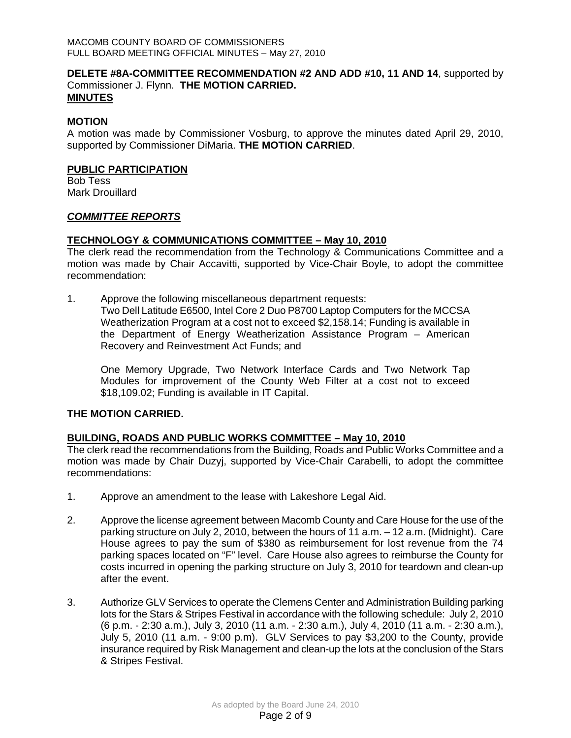**DELETE #8A-COMMITTEE RECOMMENDATION #2 AND ADD #10, 11 AND 14**, supported by Commissioner J. Flynn. **THE MOTION CARRIED.**

**MINUTES**

**MOTION**

A motion was made by Commissioner Vosburg, to approve the minutes dated April 29, 2010, supported by Commissioner DiMaria. **THE MOTION CARRIED**.

**PUBLIC PARTICIPATION**

Bob Tess
Mark Drouillard

***COMMITTEE REPORTS***

**TECHNOLOGY & COMMUNICATIONS COMMITTEE – May 10, 2010**

The clerk read the recommendation from the Technology & Communications Committee and a motion was made by Chair Accavitti, supported by Vice-Chair Boyle, to adopt the committee recommendation:

1. Approve the following miscellaneous department requests:
   Two Dell Latitude E6500, Intel Core 2 Duo P8700 Laptop Computers for the MCCSA Weatherization Program at a cost not to exceed $2,158.14; Funding is available in the Department of Energy Weatherization Assistance Program – American Recovery and Reinvestment Act Funds; and

   One Memory Upgrade, Two Network Interface Cards and Two Network Tap Modules for improvement of the County Web Filter at a cost not to exceed $18,109.02; Funding is available in IT Capital.

**THE MOTION CARRIED.**

**BUILDING, ROADS AND PUBLIC WORKS COMMITTEE – May 10, 2010**

The clerk read the recommendations from the Building, Roads and Public Works Committee and a motion was made by Chair Duzyj, supported by Vice-Chair Carabelli, to adopt the committee recommendations:

1. Approve an amendment to the lease with Lakeshore Legal Aid.

2. Approve the license agreement between Macomb County and Care House for the use of the parking structure on July 2, 2010, between the hours of 11 a.m. – 12 a.m. (Midnight). Care House agrees to pay the sum of $380 as reimbursement for lost revenue from the 74 parking spaces located on "F" level. Care House also agrees to reimburse the County for costs incurred in opening the parking structure on July 3, 2010 for teardown and clean-up after the event.

3. Authorize GLV Services to operate the Clemens Center and Administration Building parking lots for the Stars & Stripes Festival in accordance with the following schedule: July 2, 2010 (6 p.m. - 2:30 a.m.), July 3, 2010 (11 a.m. - 2:30 a.m.), July 4, 2010 (11 a.m. - 2:30 a.m.), July 5, 2010 (11 a.m. - 9:00 p.m). GLV Services to pay $3,200 to the County, provide insurance required by Risk Management and clean-up the lots at the conclusion of the Stars & Stripes Festival.

As adopted by the Board June 24, 2010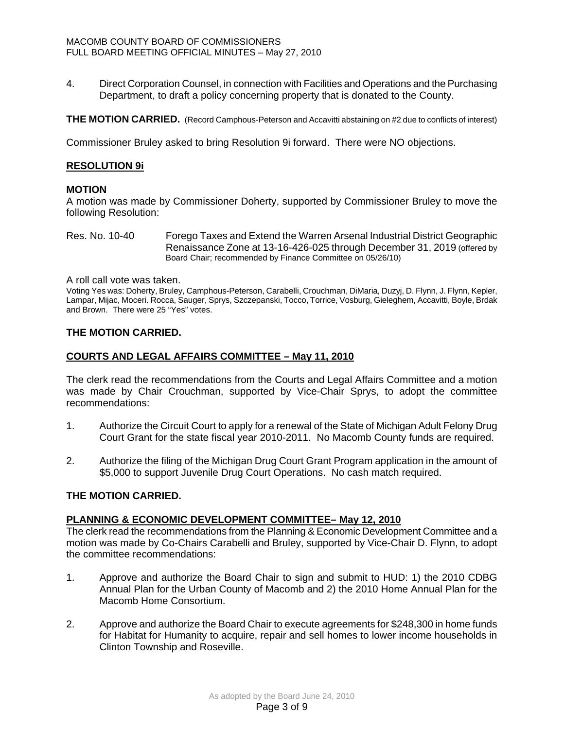4. Direct Corporation Counsel, in connection with Facilities and Operations and the Purchasing Department, to draft a policy concerning property that is donated to the County.

**THE MOTION CARRIED.** (Record Camphous-Peterson and Accavitti abstaining on #2 due to conflicts of interest)

Commissioner Bruley asked to bring Resolution 9i forward. There were NO objections.

**RESOLUTION 9i**

**MOTION**

A motion was made by Commissioner Doherty, supported by Commissioner Bruley to move the following Resolution:

Res. No. 10-40 Forego Taxes and Extend the Warren Arsenal Industrial District Geographic Renaissance Zone at 13-16-426-025 through December 31, 2019 (offered by Board Chair; recommended by Finance Committee on 05/26/10)

A roll call vote was taken.

Voting Yes was: Doherty, Bruley, Camphous-Peterson, Carabelli, Crouchman, DiMaria, Duzyj, D. Flynn, J. Flynn, Kepler, Lampar, Mijac, Moceri. Rocca, Sauger, Sprys, Szczepanski, Tocco, Torrice, Vosburg, Gieleghem, Accavitti, Boyle, Brdak and Brown. There were 25 "Yes" votes.

**THE MOTION CARRIED.**

**COURTS AND LEGAL AFFAIRS COMMITTEE – May 11, 2010**

The clerk read the recommendations from the Courts and Legal Affairs Committee and a motion was made by Chair Crouchman, supported by Vice-Chair Sprys, to adopt the committee recommendations:

1. Authorize the Circuit Court to apply for a renewal of the State of Michigan Adult Felony Drug Court Grant for the state fiscal year 2010-2011. No Macomb County funds are required.

2. Authorize the filing of the Michigan Drug Court Grant Program application in the amount of \$5,000 to support Juvenile Drug Court Operations. No cash match required.

**THE MOTION CARRIED.**

**PLANNING & ECONOMIC DEVELOPMENT COMMITTEE– May 12, 2010**

The clerk read the recommendations from the Planning & Economic Development Committee and a motion was made by Co-Chairs Carabelli and Bruley, supported by Vice-Chair D. Flynn, to adopt the committee recommendations:

1. Approve and authorize the Board Chair to sign and submit to HUD: 1) the 2010 CDBG Annual Plan for the Urban County of Macomb and 2) the 2010 Home Annual Plan for the Macomb Home Consortium.

2. Approve and authorize the Board Chair to execute agreements for \$248,300 in home funds for Habitat for Humanity to acquire, repair and sell homes to lower income households in Clinton Township and Roseville.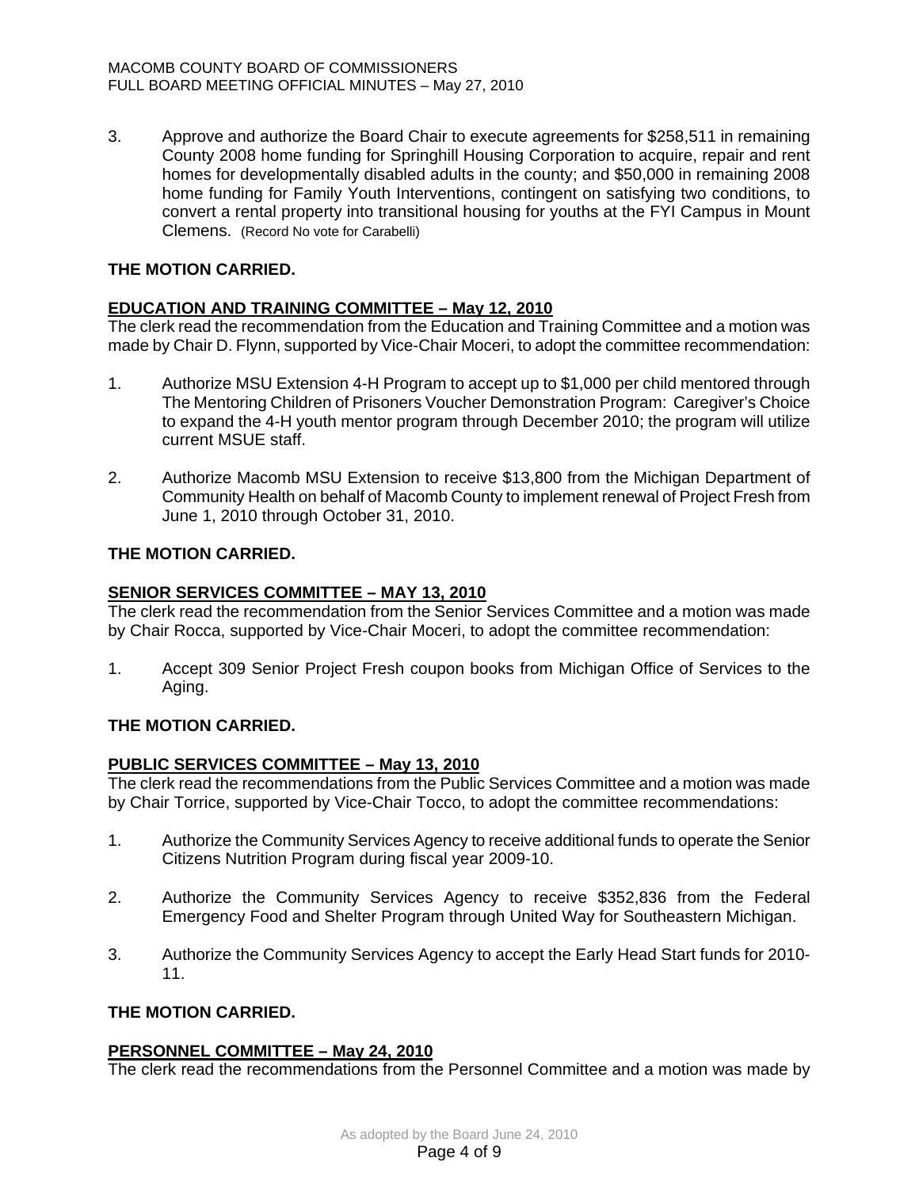3. Approve and authorize the Board Chair to execute agreements for $258,511 in remaining County 2008 home funding for Springhill Housing Corporation to acquire, repair and rent homes for developmentally disabled adults in the county; and $50,000 in remaining 2008 home funding for Family Youth Interventions, contingent on satisfying two conditions, to convert a rental property into transitional housing for youths at the FYI Campus in Mount Clemens. (Record No vote for Carabelli)

**THE MOTION CARRIED.**

**EDUCATION AND TRAINING COMMITTEE – May 12, 2010**

The clerk read the recommendation from the Education and Training Committee and a motion was made by Chair D. Flynn, supported by Vice-Chair Moceri, to adopt the committee recommendation:

1. Authorize MSU Extension 4-H Program to accept up to $1,000 per child mentored through The Mentoring Children of Prisoners Voucher Demonstration Program: Caregiver's Choice to expand the 4-H youth mentor program through December 2010; the program will utilize current MSUE staff.

2. Authorize Macomb MSU Extension to receive $13,800 from the Michigan Department of Community Health on behalf of Macomb County to implement renewal of Project Fresh from June 1, 2010 through October 31, 2010.

**THE MOTION CARRIED.**

**SENIOR SERVICES COMMITTEE – MAY 13, 2010**

The clerk read the recommendation from the Senior Services Committee and a motion was made by Chair Rocca, supported by Vice-Chair Moceri, to adopt the committee recommendation:

1. Accept 309 Senior Project Fresh coupon books from Michigan Office of Services to the Aging.

**THE MOTION CARRIED.**

**PUBLIC SERVICES COMMITTEE – May 13, 2010**

The clerk read the recommendations from the Public Services Committee and a motion was made by Chair Torrice, supported by Vice-Chair Tocco, to adopt the committee recommendations:

1. Authorize the Community Services Agency to receive additional funds to operate the Senior Citizens Nutrition Program during fiscal year 2009-10.

2. Authorize the Community Services Agency to receive $352,836 from the Federal Emergency Food and Shelter Program through United Way for Southeastern Michigan.

3. Authorize the Community Services Agency to accept the Early Head Start funds for 2010-11.

**THE MOTION CARRIED.**

**PERSONNEL COMMITTEE – May 24, 2010**

The clerk read the recommendations from the Personnel Committee and a motion was made by

As adopted by the Board June 24, 2010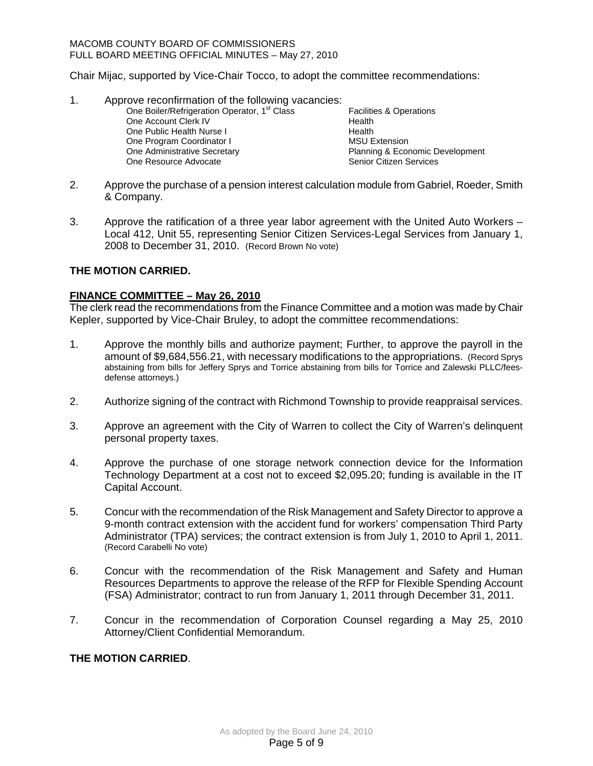Chair Mijac, supported by Vice-Chair Tocco, to adopt the committee recommendations:

1. Approve reconfirmation of the following vacancies:

| | |
|---|---|
| One Boiler/Refrigeration Operator, 1st Class | Facilities & Operations |
| One Account Clerk IV | Health |
| One Public Health Nurse I | Health |
| One Program Coordinator I | MSU Extension |
| One Administrative Secretary | Planning & Economic Development |
| One Resource Advocate | Senior Citizen Services |

2. Approve the purchase of a pension interest calculation module from Gabriel, Roeder, Smith & Company.

3. Approve the ratification of a three year labor agreement with the United Auto Workers – Local 412, Unit 55, representing Senior Citizen Services-Legal Services from January 1, 2008 to December 31, 2010. (Record Brown No vote)

**THE MOTION CARRIED.**

**FINANCE COMMITTEE – May 26, 2010**

The clerk read the recommendations from the Finance Committee and a motion was made by Chair Kepler, supported by Vice-Chair Bruley, to adopt the committee recommendations:

1. Approve the monthly bills and authorize payment; Further, to approve the payroll in the amount of $9,684,556.21, with necessary modifications to the appropriations. (Record Sprys abstaining from bills for Jeffery Sprys and Torrice abstaining from bills for Torrice and Zalewski PLLC/fees-defense attorneys.)

2. Authorize signing of the contract with Richmond Township to provide reappraisal services.

3. Approve an agreement with the City of Warren to collect the City of Warren's delinquent personal property taxes.

4. Approve the purchase of one storage network connection device for the Information Technology Department at a cost not to exceed $2,095.20; funding is available in the IT Capital Account.

5. Concur with the recommendation of the Risk Management and Safety Director to approve a 9-month contract extension with the accident fund for workers' compensation Third Party Administrator (TPA) services; the contract extension is from July 1, 2010 to April 1, 2011. (Record Carabelli No vote)

6. Concur with the recommendation of the Risk Management and Safety and Human Resources Departments to approve the release of the RFP for Flexible Spending Account (FSA) Administrator; contract to run from January 1, 2011 through December 31, 2011.

7. Concur in the recommendation of Corporation Counsel regarding a May 25, 2010 Attorney/Client Confidential Memorandum.

**THE MOTION CARRIED**.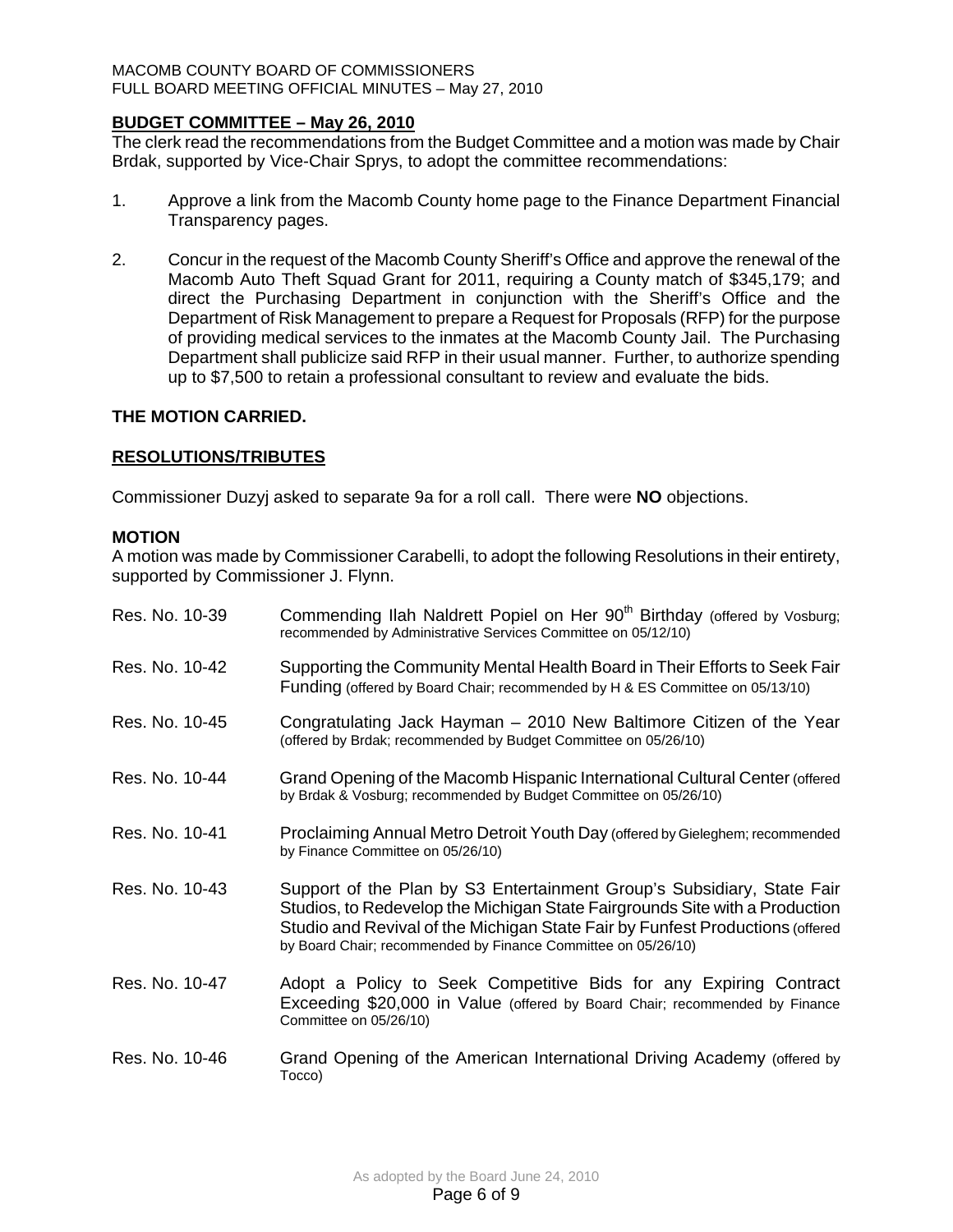## BUDGET COMMITTEE – May 26, 2010

The clerk read the recommendations from the Budget Committee and a motion was made by Chair Brdak, supported by Vice-Chair Sprys, to adopt the committee recommendations:

1. Approve a link from the Macomb County home page to the Finance Department Financial Transparency pages.

2. Concur in the request of the Macomb County Sheriff's Office and approve the renewal of the Macomb Auto Theft Squad Grant for 2011, requiring a County match of $345,179; and direct the Purchasing Department in conjunction with the Sheriff's Office and the Department of Risk Management to prepare a Request for Proposals (RFP) for the purpose of providing medical services to the inmates at the Macomb County Jail. The Purchasing Department shall publicize said RFP in their usual manner. Further, to authorize spending up to $7,500 to retain a professional consultant to review and evaluate the bids.

**THE MOTION CARRIED.**

## RESOLUTIONS/TRIBUTES

Commissioner Duzyj asked to separate 9a for a roll call. There were **NO** objections.

**MOTION**

A motion was made by Commissioner Carabelli, to adopt the following Resolutions in their entirety, supported by Commissioner J. Flynn.

| | |
|---|---|
| Res. No. 10-39 | Commending Ilah Naldrett Popiel on Her 90th Birthday (offered by Vosburg; recommended by Administrative Services Committee on 05/12/10) |
| Res. No. 10-42 | Supporting the Community Mental Health Board in Their Efforts to Seek Fair Funding (offered by Board Chair; recommended by H & ES Committee on 05/13/10) |
| Res. No. 10-45 | Congratulating Jack Hayman – 2010 New Baltimore Citizen of the Year (offered by Brdak; recommended by Budget Committee on 05/26/10) |
| Res. No. 10-44 | Grand Opening of the Macomb Hispanic International Cultural Center (offered by Brdak & Vosburg; recommended by Budget Committee on 05/26/10) |
| Res. No. 10-41 | Proclaiming Annual Metro Detroit Youth Day (offered by Gieleghem; recommended by Finance Committee on 05/26/10) |
| Res. No. 10-43 | Support of the Plan by S3 Entertainment Group's Subsidiary, State Fair Studios, to Redevelop the Michigan State Fairgrounds Site with a Production Studio and Revival of the Michigan State Fair by Funfest Productions (offered by Board Chair; recommended by Finance Committee on 05/26/10) |
| Res. No. 10-47 | Adopt a Policy to Seek Competitive Bids for any Expiring Contract Exceeding $20,000 in Value (offered by Board Chair; recommended by Finance Committee on 05/26/10) |
| Res. No. 10-46 | Grand Opening of the American International Driving Academy (offered by Tocco) |

As adopted by the Board June 24, 2010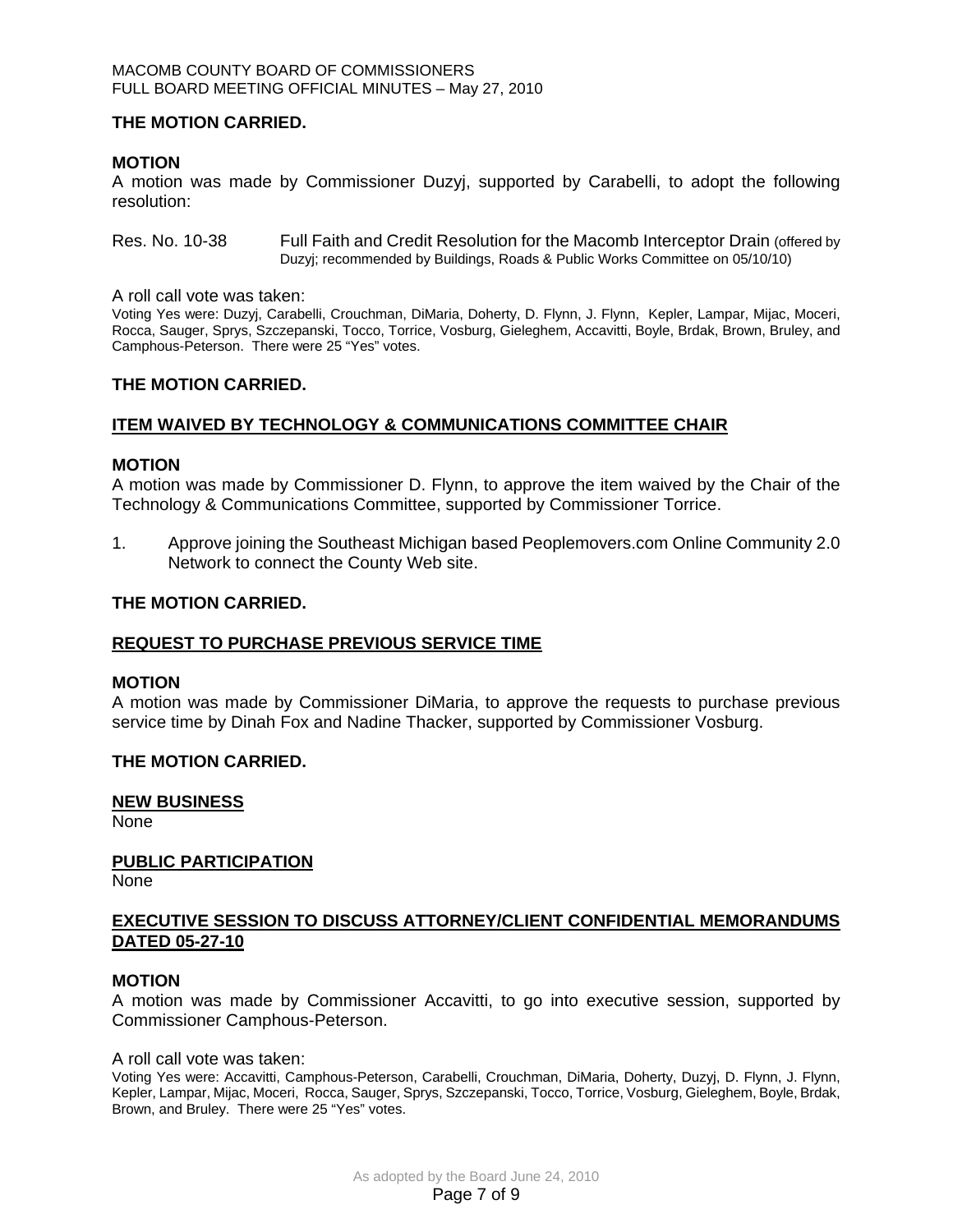**THE MOTION CARRIED.**

**MOTION**

A motion was made by Commissioner Duzyj, supported by Carabelli, to adopt the following resolution:

Res. No. 10-38 Full Faith and Credit Resolution for the Macomb Interceptor Drain (offered by Duzyj; recommended by Buildings, Roads & Public Works Committee on 05/10/10)

A roll call vote was taken:

Voting Yes were: Duzyj, Carabelli, Crouchman, DiMaria, Doherty, D. Flynn, J. Flynn, Kepler, Lampar, Mijac, Moceri, Rocca, Sauger, Sprys, Szczepanski, Tocco, Torrice, Vosburg, Gieleghem, Accavitti, Boyle, Brdak, Brown, Bruley, and Camphous-Peterson. There were 25 "Yes" votes.

**THE MOTION CARRIED.**

## ITEM WAIVED BY TECHNOLOGY & COMMUNICATIONS COMMITTEE CHAIR

**MOTION**

A motion was made by Commissioner D. Flynn, to approve the item waived by the Chair of the Technology & Communications Committee, supported by Commissioner Torrice.

1. Approve joining the Southeast Michigan based Peoplemovers.com Online Community 2.0 Network to connect the County Web site.

**THE MOTION CARRIED.**

## REQUEST TO PURCHASE PREVIOUS SERVICE TIME

**MOTION**

A motion was made by Commissioner DiMaria, to approve the requests to purchase previous service time by Dinah Fox and Nadine Thacker, supported by Commissioner Vosburg.

**THE MOTION CARRIED.**

## NEW BUSINESS

None

## PUBLIC PARTICIPATION

None

## EXECUTIVE SESSION TO DISCUSS ATTORNEY/CLIENT CONFIDENTIAL MEMORANDUMS DATED 05-27-10

**MOTION**

A motion was made by Commissioner Accavitti, to go into executive session, supported by Commissioner Camphous-Peterson.

A roll call vote was taken:

Voting Yes were: Accavitti, Camphous-Peterson, Carabelli, Crouchman, DiMaria, Doherty, Duzyj, D. Flynn, J. Flynn, Kepler, Lampar, Mijac, Moceri, Rocca, Sauger, Sprys, Szczepanski, Tocco, Torrice, Vosburg, Gieleghem, Boyle, Brdak, Brown, and Bruley. There were 25 "Yes" votes.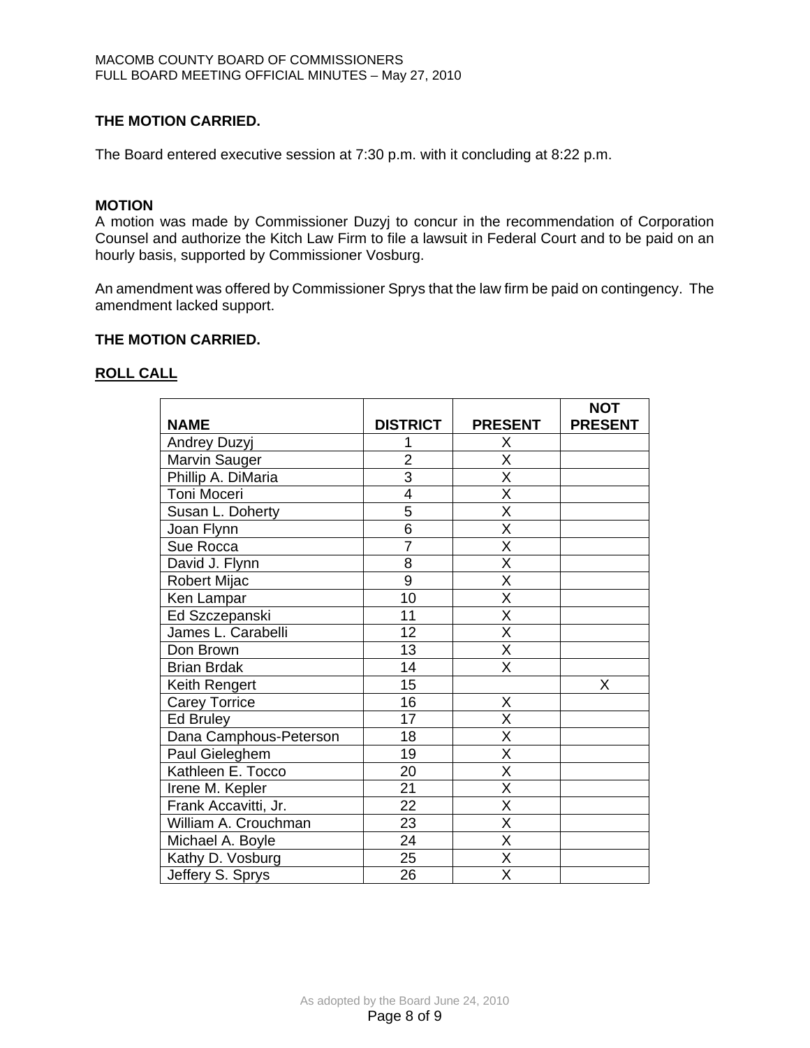**THE MOTION CARRIED.**

The Board entered executive session at 7:30 p.m. with it concluding at 8:22 p.m.

**MOTION**

A motion was made by Commissioner Duzyj to concur in the recommendation of Corporation Counsel and authorize the Kitch Law Firm to file a lawsuit in Federal Court and to be paid on an hourly basis, supported by Commissioner Vosburg.

An amendment was offered by Commissioner Sprys that the law firm be paid on contingency. The amendment lacked support.

**THE MOTION CARRIED.**

**ROLL CALL**

| NAME | DISTRICT | PRESENT | NOT PRESENT |
|---|---|---|---|
| Andrey Duzyj | 1 | X | |
| Marvin Sauger | 2 | X | |
| Phillip A. DiMaria | 3 | X | |
| Toni Moceri | 4 | X | |
| Susan L. Doherty | 5 | X | |
| Joan Flynn | 6 | X | |
| Sue Rocca | 7 | X | |
| David J. Flynn | 8 | X | |
| Robert Mijac | 9 | X | |
| Ken Lampar | 10 | X | |
| Ed Szczepanski | 11 | X | |
| James L. Carabelli | 12 | X | |
| Don Brown | 13 | X | |
| Brian Brdak | 14 | X | |
| Keith Rengert | 15 | | X |
| Carey Torrice | 16 | X | |
| Ed Bruley | 17 | X | |
| Dana Camphous-Peterson | 18 | X | |
| Paul Gieleghem | 19 | X | |
| Kathleen E. Tocco | 20 | X | |
| Irene M. Kepler | 21 | X | |
| Frank Accavitti, Jr. | 22 | X | |
| William A. Crouchman | 23 | X | |
| Michael A. Boyle | 24 | X | |
| Kathy D. Vosburg | 25 | X | |
| Jeffery S. Sprys | 26 | X | |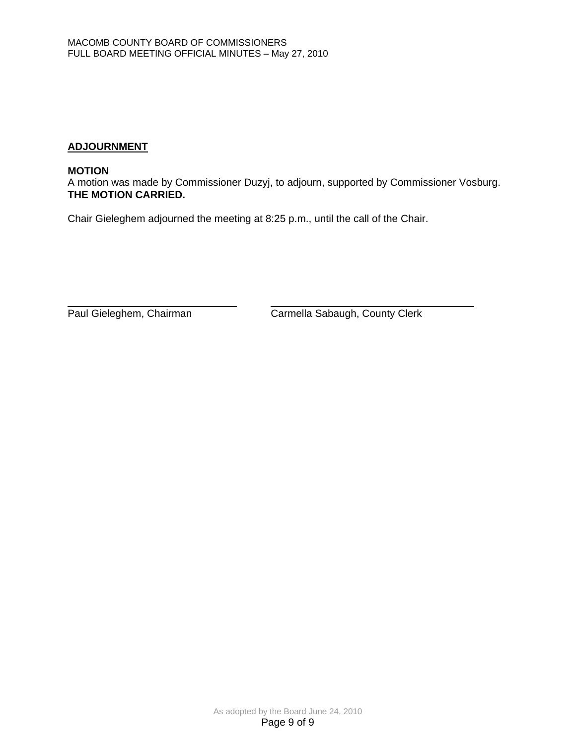## ADJOURNMENT

**MOTION**
A motion was made by Commissioner Duzyj, to adjourn, supported by Commissioner Vosburg.
**THE MOTION CARRIED.**

Chair Gieleghem adjourned the meeting at 8:25 p.m., until the call of the Chair.

| | |
|---|---|
| Paul Gieleghem, Chairman | Carmella Sabaugh, County Clerk |

As adopted by the Board June 24, 2010